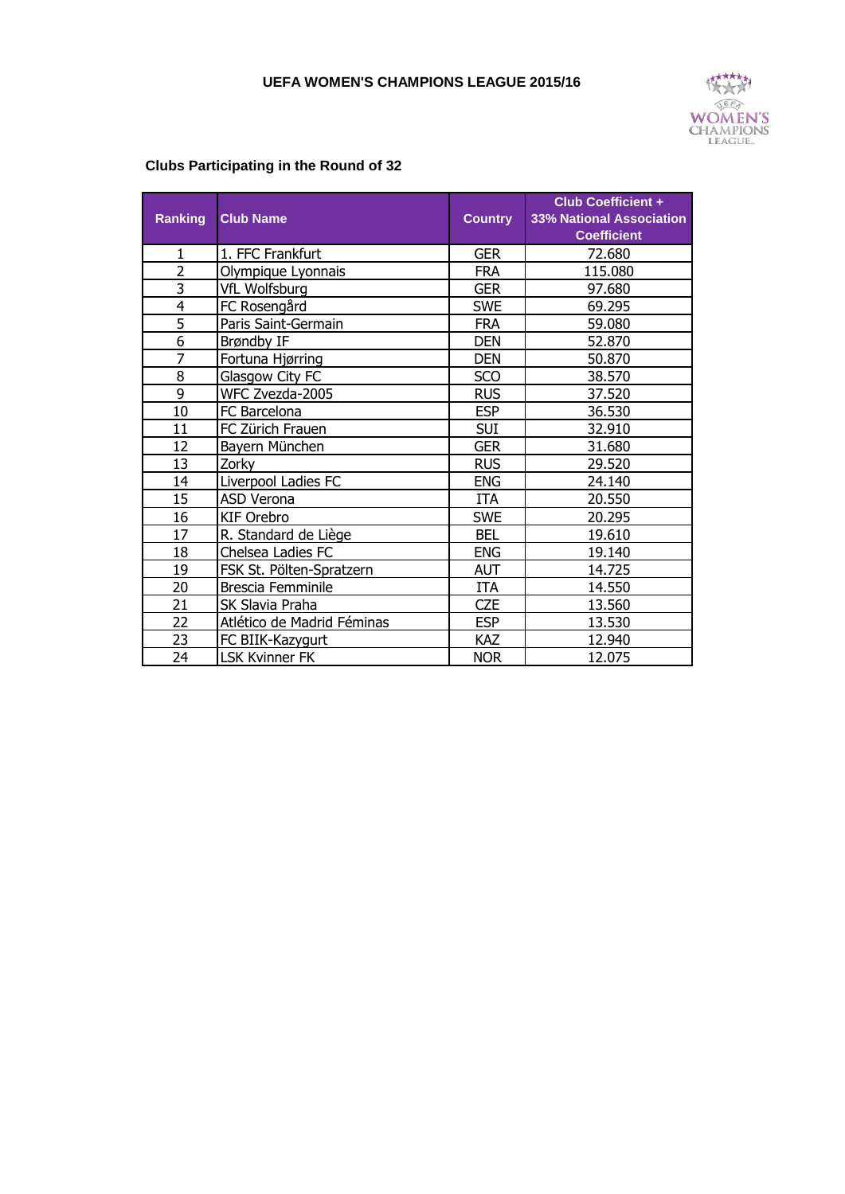# UEFA WOMEN'S CHAMPIONS LEAGUE 2015/16

## Clubs Participating in the Round of 32

| Ranking | Club Name | Country | Club Coefficient + 33% National Association Coefficient |
|---|---|---|---|
| 1 | 1. FFC Frankfurt | GER | 72.680 |
| 2 | Olympique Lyonnais | FRA | 115.080 |
| 3 | VfL Wolfsburg | GER | 97.680 |
| 4 | FC Rosengård | SWE | 69.295 |
| 5 | Paris Saint-Germain | FRA | 59.080 |
| 6 | Brøndby IF | DEN | 52.870 |
| 7 | Fortuna Hjørring | DEN | 50.870 |
| 8 | Glasgow City FC | SCO | 38.570 |
| 9 | WFC Zvezda-2005 | RUS | 37.520 |
| 10 | FC Barcelona | ESP | 36.530 |
| 11 | FC Zürich Frauen | SUI | 32.910 |
| 12 | Bayern München | GER | 31.680 |
| 13 | Zorky | RUS | 29.520 |
| 14 | Liverpool Ladies FC | ENG | 24.140 |
| 15 | ASD Verona | ITA | 20.550 |
| 16 | KIF Orebro | SWE | 20.295 |
| 17 | R. Standard de Liège | BEL | 19.610 |
| 18 | Chelsea Ladies FC | ENG | 19.140 |
| 19 | FSK St. Pölten-Spratzern | AUT | 14.725 |
| 20 | Brescia Femminile | ITA | 14.550 |
| 21 | SK Slavia Praha | CZE | 13.560 |
| 22 | Atlético de Madrid Féminas | ESP | 13.530 |
| 23 | FC BIIK-Kazygurt | KAZ | 12.940 |
| 24 | LSK Kvinner FK | NOR | 12.075 |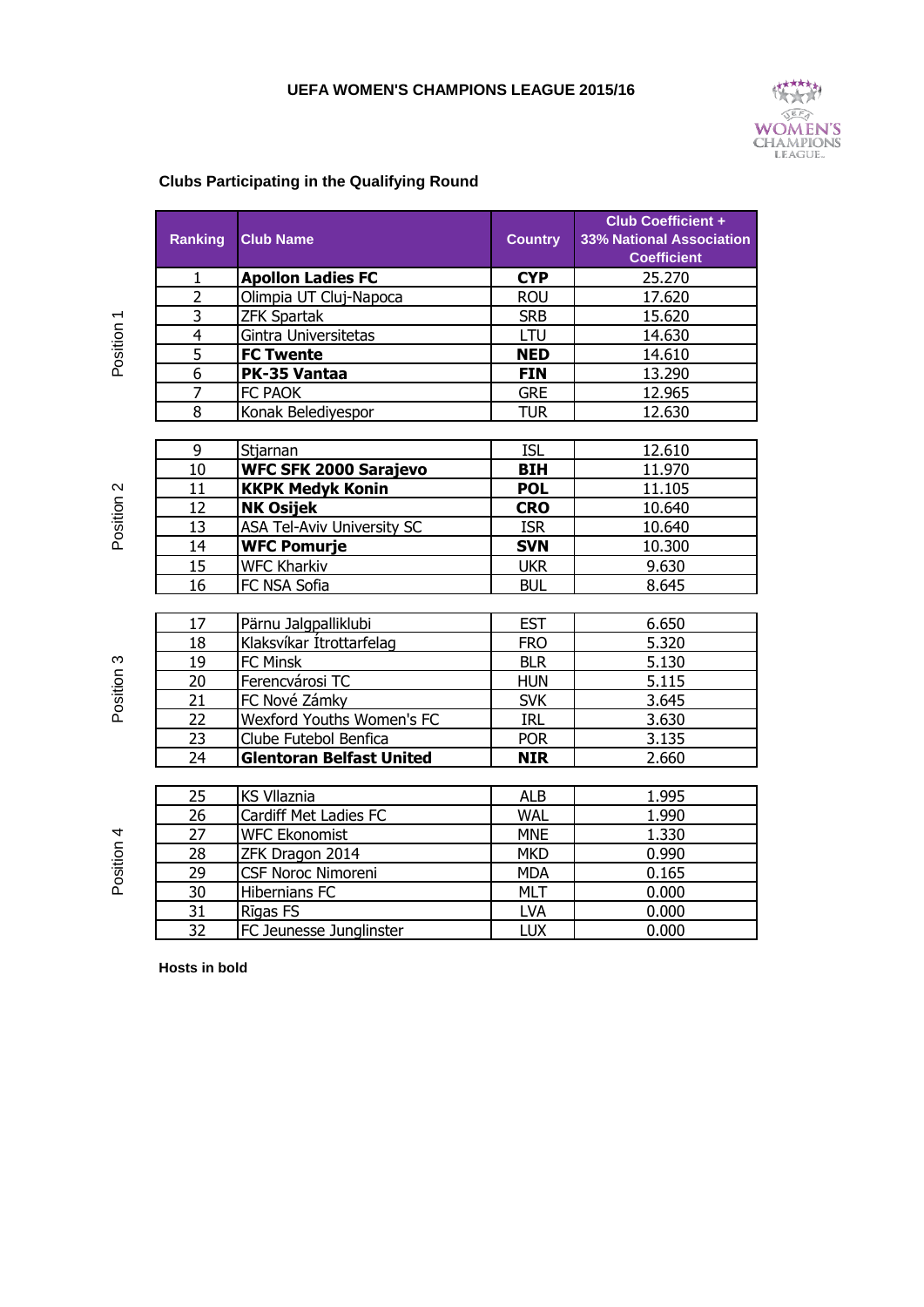## UEFA WOMEN'S CHAMPIONS LEAGUE 2015/16

### Clubs Participating in the Qualifying Round

| | Ranking | Club Name | Country | Club Coefficient + 33% National Association Coefficient |
|---|---|---|---|---|
| Position 1 | 1 | **Apollon Ladies FC** | **CYP** | 25.270 |
| | 2 | Olimpia UT Cluj-Napoca | ROU | 17.620 |
| | 3 | ZFK Spartak | SRB | 15.620 |
| | 4 | Gintra Universitetas | LTU | 14.630 |
| | 5 | **FC Twente** | **NED** | 14.610 |
| | 6 | **PK-35 Vantaa** | **FIN** | 13.290 |
| | 7 | FC PAOK | GRE | 12.965 |
| | 8 | Konak Belediyespor | TUR | 12.630 |
| Position 2 | 9 | Stjarnan | ISL | 12.610 |
| | 10 | **WFC SFK 2000 Sarajevo** | **BIH** | 11.970 |
| | 11 | **KKPK Medyk Konin** | **POL** | 11.105 |
| | 12 | **NK Osijek** | **CRO** | 10.640 |
| | 13 | ASA Tel-Aviv University SC | ISR | 10.640 |
| | 14 | **WFC Pomurje** | **SVN** | 10.300 |
| | 15 | WFC Kharkiv | UKR | 9.630 |
| | 16 | FC NSA Sofia | BUL | 8.645 |
| Position 3 | 17 | Pärnu Jalgpalliklubi | EST | 6.650 |
| | 18 | Klaksvíkar Ítrottarfelag | FRO | 5.320 |
| | 19 | FC Minsk | BLR | 5.130 |
| | 20 | Ferencvárosi TC | HUN | 5.115 |
| | 21 | FC Nové Zámky | SVK | 3.645 |
| | 22 | Wexford Youths Women's FC | IRL | 3.630 |
| | 23 | Clube Futebol Benfica | POR | 3.135 |
| | 24 | **Glentoran Belfast United** | **NIR** | 2.660 |
| Position 4 | 25 | KS Vllaznia | ALB | 1.995 |
| | 26 | Cardiff Met Ladies FC | WAL | 1.990 |
| | 27 | WFC Ekonomist | MNE | 1.330 |
| | 28 | ZFK Dragon 2014 | MKD | 0.990 |
| | 29 | CSF Noroc Nimoreni | MDA | 0.165 |
| | 30 | Hibernians FC | MLT | 0.000 |
| | 31 | Rīgas FS | LVA | 0.000 |
| | 32 | FC Jeunesse Junglinster | LUX | 0.000 |

**Hosts in bold**